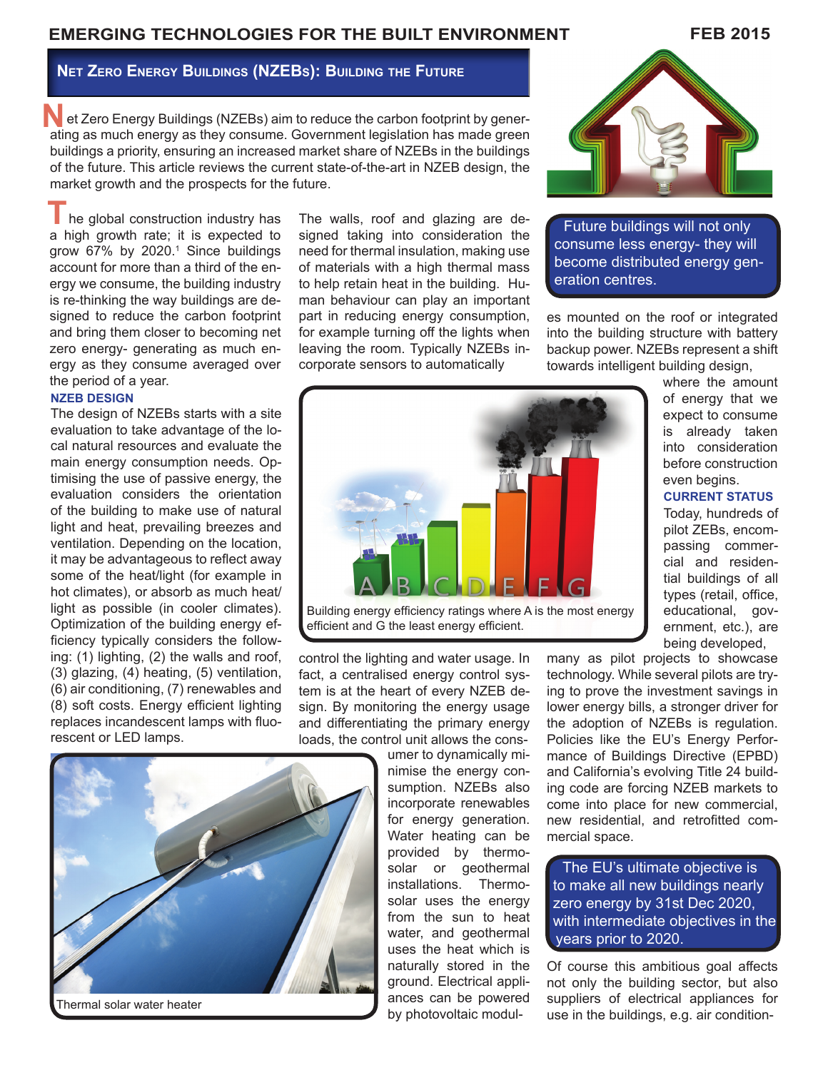# Net Zero Energy Buildings (NZEBs): Building the Future

Net Zero Energy Buildings (NZEBs) aim to reduce the carbon footprint by generating as much energy as they consume. Government legislation has made green buildings a priority, ensuring an increased market share of NZEBs in the buildings of the future. This article reviews the current state-of-the-art in NZEB design, the market growth and the prospects for the future.

The global construction industry has a high growth rate; it is expected to grow 67% by 2020.[1] Since buildings account for more than a third of the energy we consume, the building industry is re-thinking the way buildings are designed to reduce the carbon footprint and bring them closer to becoming net zero energy- generating as much energy as they consume averaged over the period of a year.

### NZEB DESIGN

The design of NZEBs starts with a site evaluation to take advantage of the local natural resources and evaluate the main energy consumption needs. Optimising the use of passive energy, the evaluation considers the orientation of the building to make use of natural light and heat, prevailing breezes and ventilation. Depending on the location, it may be advantageous to reflect away some of the heat/light (for example in hot climates), or absorb as much heat/light as possible (in cooler climates). Optimization of the building energy efficiency typically considers the following: (1) lighting, (2) the walls and roof, (3) glazing, (4) heating, (5) ventilation, (6) air conditioning, (7) renewables and (8) soft costs. Energy efficient lighting replaces incandescent lamps with fluorescent or LED lamps.

Thermal solar water heater

The walls, roof and glazing are designed taking into consideration the need for thermal insulation, making use of materials with a high thermal mass to help retain heat in the building. Human behaviour can play an important part in reducing energy consumption, for example turning off the lights when leaving the room. Typically NZEBs incorporate sensors to automatically control the lighting and water usage. In fact, a centralised energy control system is at the heart of every NZEB design. By monitoring the energy usage and differentiating the primary energy loads, the control unit allows the consumer to dynamically minimise the energy consumption. NZEBs also incorporate renewables for energy generation. Water heating can be provided by thermo-solar or geothermal installations. Thermo-solar uses the energy from the sun to heat water, and geothermal uses the heat which is naturally stored in the ground. Electrical appliances can be powered by photovoltaic modules mounted on the roof or integrated into the building structure with battery backup power. NZEBs represent a shift towards intelligent building design, where the amount of energy that we expect to consume is already taken into consideration before construction even begins.

Building energy efficiency ratings where A is the most energy efficient and G the least energy efficient.

> Future buildings will not only consume less energy- they will become distributed energy generation centres.

### CURRENT STATUS

Today, hundreds of pilot ZEBs, encompassing commercial and residential buildings of all types (retail, office, educational, government, etc.), are being developed, many as pilot projects to showcase technology. While several pilots are trying to prove the investment savings in lower energy bills, a stronger driver for the adoption of NZEBs is regulation. Policies like the EU's Energy Performance of Buildings Directive (EPBD) and California's evolving Title 24 building code are forcing NZEB markets to come into place for new commercial, new residential, and retrofitted commercial space.

> The EU's ultimate objective is to make all new buildings nearly zero energy by 31st Dec 2020, with intermediate objectives in the years prior to 2020.

Of course this ambitious goal affects not only the building sector, but also suppliers of electrical appliances for use in the buildings, e.g. air condition-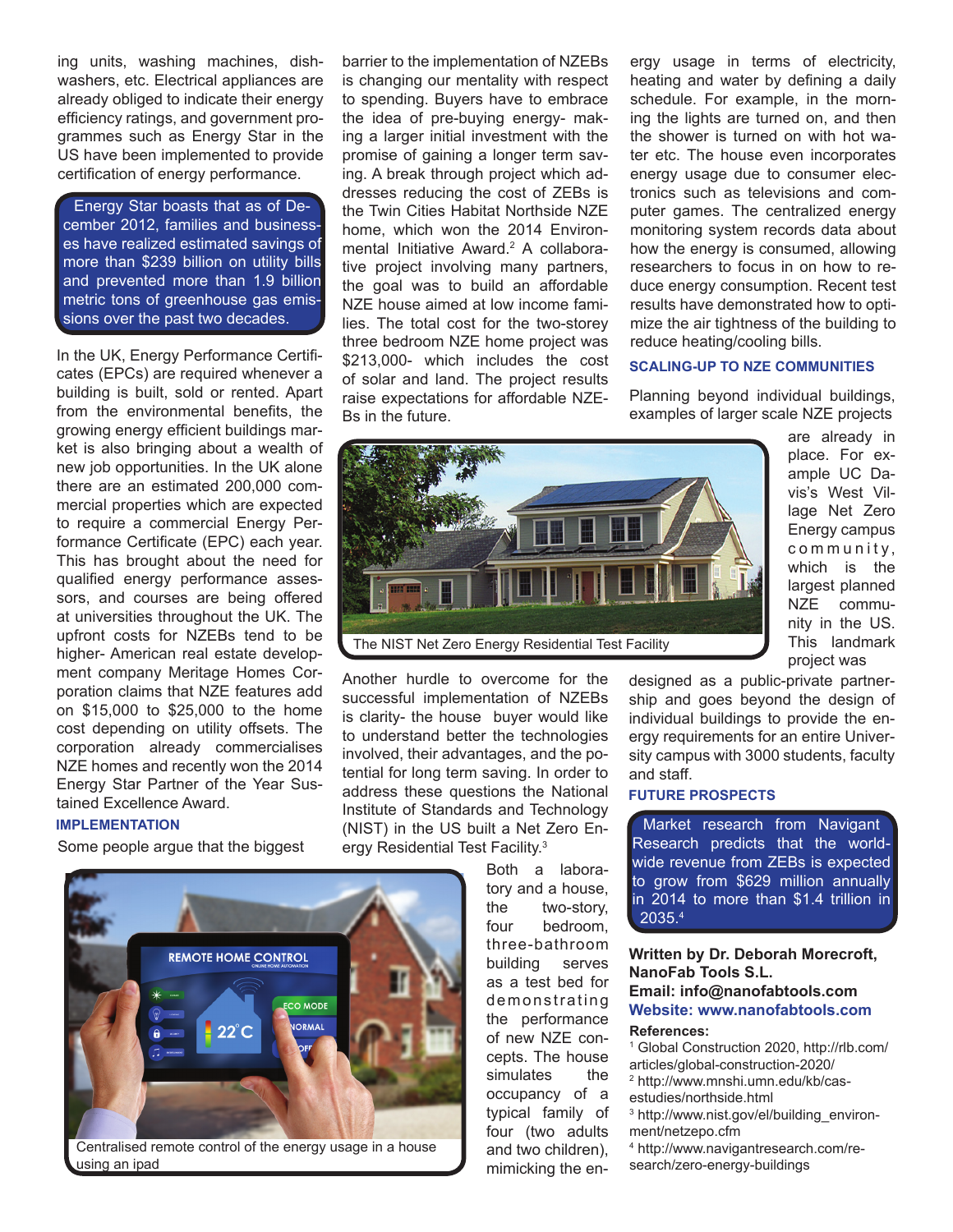ing units, washing machines, dishwashers, etc. Electrical appliances are already obliged to indicate their energy efficiency ratings, and government programmes such as Energy Star in the US have been implemented to provide certification of energy performance.

Energy Star boasts that as of December 2012, families and businesses have realized estimated savings of more than $239 billion on utility bills and prevented more than 1.9 billion metric tons of greenhouse gas emissions over the past two decades.

In the UK, Energy Performance Certificates (EPCs) are required whenever a building is built, sold or rented. Apart from the environmental benefits, the growing energy efficient buildings market is also bringing about a wealth of new job opportunities. In the UK alone there are an estimated 200,000 commercial properties which are expected to require a commercial Energy Performance Certificate (EPC) each year. This has brought about the need for qualified energy performance assessors, and courses are being offered at universities throughout the UK. The upfront costs for NZEBs tend to be higher- American real estate development company Meritage Homes Corporation claims that NZE features add on $15,000 to $25,000 to the home cost depending on utility offsets. The corporation already commercialises NZE homes and recently won the 2014 Energy Star Partner of the Year Sustained Excellence Award.

### IMPLEMENTATION

Some people argue that the biggest barrier to the implementation of NZEBs is changing our mentality with respect to spending. Buyers have to embrace the idea of pre-buying energy- making a larger initial investment with the promise of gaining a longer term saving. A break through project which addresses reducing the cost of ZEBs is the Twin Cities Habitat Northside NZE home, which won the 2014 Environmental Initiative Award.[2] A collaborative project involving many partners, the goal was to build an affordable NZE house aimed at low income families. The total cost for the two-storey three bedroom NZE home project was $213,000- which includes the cost of solar and land. The project results raise expectations for affordable NZEBs in the future.

The NIST Net Zero Energy Residential Test Facility

Another hurdle to overcome for the successful implementation of NZEBs is clarity- the house buyer would like to understand better the technologies involved, their advantages, and the potential for long term saving. In order to address these questions the National Institute of Standards and Technology (NIST) in the US built a Net Zero Energy Residential Test Facility.[3]

Centralised remote control of the energy usage in a house using an ipad

Both a laboratory and a house, the two-story, four bedroom, three-bathroom building serves as a test bed for demonstrating the performance of new NZE concepts. The house simulates the occupancy of a typical family of four (two adults and two children), mimicking the energy usage in terms of electricity, heating and water by defining a daily schedule. For example, in the morning the lights are turned on, and then the shower is turned on with hot water etc. The house even incorporates energy usage due to consumer electronics such as televisions and computer games. The centralized energy monitoring system records data about how the energy is consumed, allowing researchers to focus in on how to reduce energy consumption. Recent test results have demonstrated how to optimize the air tightness of the building to reduce heating/cooling bills.

### SCALING-UP TO NZE COMMUNITIES

Planning beyond individual buildings, examples of larger scale NZE projects are already in place. For example UC Davis's West Village Net Zero Energy campus community, which is the largest planned NZE community in the US. This landmark project was designed as a public-private partnership and goes beyond the design of individual buildings to provide the energy requirements for an entire University campus with 3000 students, faculty and staff.

### FUTURE PROSPECTS

Market research from Navigant Research predicts that the worldwide revenue from ZEBs is expected to grow from $629 million annually in 2014 to more than $1.4 trillion in 2035.[4]

**Written by Dr. Deborah Morecroft, NanoFab Tools S.L.**
**Email: info@nanofabtools.com**
**Website: www.nanofabtools.com**

**References:**

[1] Global Construction 2020, http://rlb.com/articles/global-construction-2020/
[2] http://www.mnshi.umn.edu/kb/casestudies/northside.html
[3] http://www.nist.gov/el/building_environment/netzepo.cfm
[4] http://www.navigantresearch.com/research/zero-energy-buildings